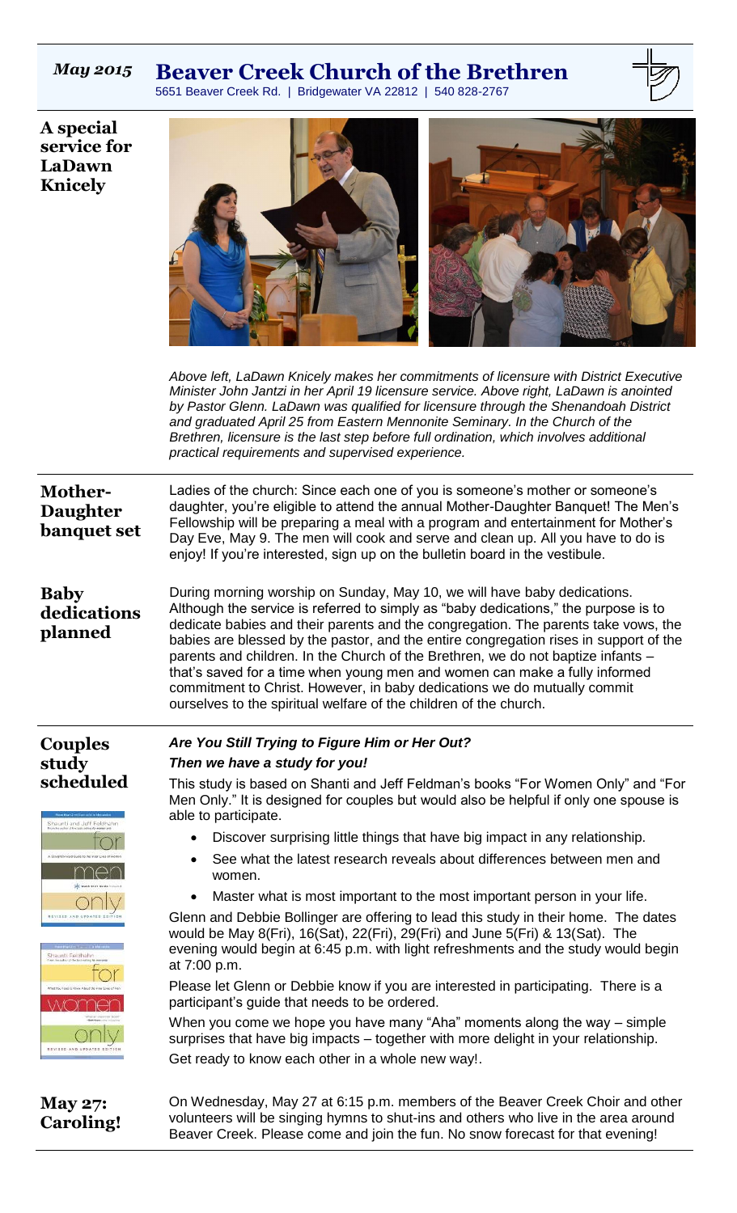*May 2015* **Beaver Creek Church of the Brethren**

5651 Beaver Creek Rd. | Bridgewater VA 22812 | 540 828-2767

## A special service for LaDawn Knicely

*Above left, LaDawn Knicely makes her commitments of licensure with District Executive Minister John Jantzi in her April 19 licensure service. Above right, LaDawn is anointed by Pastor Glenn. LaDawn was qualified for licensure through the Shenandoah District and graduated April 25 from Eastern Mennonite Seminary. In the Church of the Brethren, licensure is the last step before full ordination, which involves additional practical requirements and supervised experience.*

## Mother-Daughter banquet set

Ladies of the church: Since each one of you is someone's mother or someone's daughter, you're eligible to attend the annual Mother-Daughter Banquet! The Men's Fellowship will be preparing a meal with a program and entertainment for Mother's Day Eve, May 9. The men will cook and serve and clean up. All you have to do is enjoy! If you're interested, sign up on the bulletin board in the vestibule.

## Baby dedications planned

During morning worship on Sunday, May 10, we will have baby dedications. Although the service is referred to simply as "baby dedications," the purpose is to dedicate babies and their parents and the congregation. The parents take vows, the babies are blessed by the pastor, and the entire congregation rises in support of the parents and children. In the Church of the Brethren, we do not baptize infants – that's saved for a time when young men and women can make a fully informed commitment to Christ. However, in baby dedications we do mutually commit ourselves to the spiritual welfare of the children of the church.

## Couples study scheduled

***Are You Still Trying to Figure Him or Her Out?***

***Then we have a study for you!***

This study is based on Shanti and Jeff Feldman's books "For Women Only" and "For Men Only." It is designed for couples but would also be helpful if only one spouse is able to participate.

- Discover surprising little things that have big impact in any relationship.
- See what the latest research reveals about differences between men and women.
- Master what is most important to the most important person in your life.

Glenn and Debbie Bollinger are offering to lead this study in their home. The dates would be May 8(Fri), 16(Sat), 22(Fri), 29(Fri) and June 5(Fri) & 13(Sat). The evening would begin at 6:45 p.m. with light refreshments and the study would begin at 7:00 p.m.

Please let Glenn or Debbie know if you are interested in participating. There is a participant's guide that needs to be ordered.

When you come we hope you have many "Aha" moments along the way – simple surprises that have big impacts – together with more delight in your relationship.

Get ready to know each other in a whole new way!.

## May 27: Caroling!

On Wednesday, May 27 at 6:15 p.m. members of the Beaver Creek Choir and other volunteers will be singing hymns to shut-ins and others who live in the area around Beaver Creek. Please come and join the fun. No snow forecast for that evening!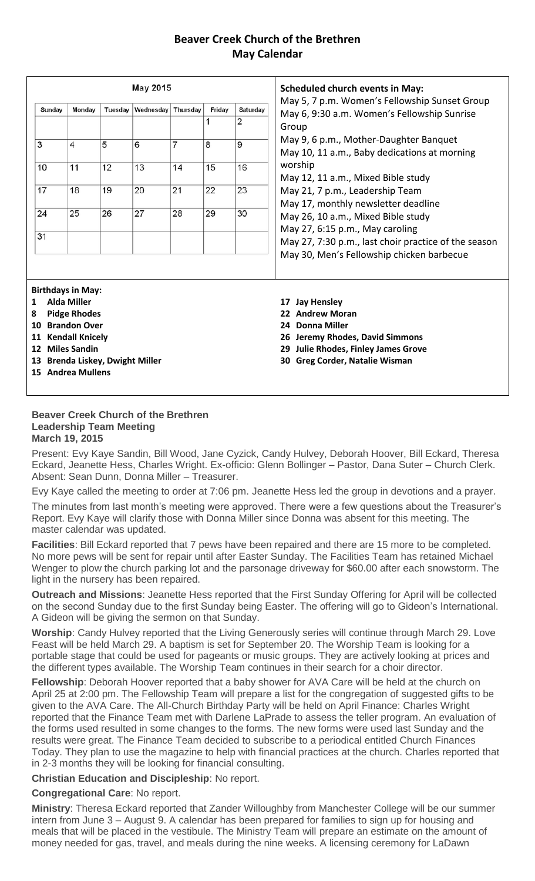# Beaver Creek Church of the Brethren
## May Calendar

**May 2015**

| Sunday | Monday | Tuesday | Wednesday | Thursday | Friday | Saturday |
|---|---|---|---|---|---|---|
| | | | | | 1 | 2 |
| 3 | 4 | 5 | 6 | 7 | 8 | 9 |
| 10 | 11 | 12 | 13 | 14 | 15 | 16 |
| 17 | 18 | 19 | 20 | 21 | 22 | 23 |
| 24 | 25 | 26 | 27 | 28 | 29 | 30 |
| 31 | | | | | | |

**Scheduled church events in May:**

May 5, 7 p.m. Women's Fellowship Sunset Group
May 6, 9:30 a.m. Women's Fellowship Sunrise Group
May 9, 6 p.m., Mother-Daughter Banquet
May 10, 11 a.m., Baby dedications at morning worship
May 12, 11 a.m., Mixed Bible study
May 21, 7 p.m., Leadership Team
May 17, monthly newsletter deadline
May 26, 10 a.m., Mixed Bible study
May 27, 6:15 p.m., May caroling
May 27, 7:30 p.m., last choir practice of the season
May 30, Men's Fellowship chicken barbecue

**Birthdays in May:**

**1 Alda Miller**
**8 Pidge Rhodes**
**10 Brandon Over**
**11 Kendall Knicely**
**12 Miles Sandin**
**13 Brenda Liskey, Dwight Miller**
**15 Andrea Mullens**
**17 Jay Hensley**
**22 Andrew Moran**
**24 Donna Miller**
**26 Jeremy Rhodes, David Simmons**
**29 Julie Rhodes, Finley James Grove**
**30 Greg Corder, Natalie Wisman**

**Beaver Creek Church of the Brethren**
**Leadership Team Meeting**
**March 19, 2015**

Present: Evy Kaye Sandin, Bill Wood, Jane Cyzick, Candy Hulvey, Deborah Hoover, Bill Eckard, Theresa Eckard, Jeanette Hess, Charles Wright. Ex-officio: Glenn Bollinger – Pastor, Dana Suter – Church Clerk. Absent: Sean Dunn, Donna Miller – Treasurer.

Evy Kaye called the meeting to order at 7:06 pm. Jeanette Hess led the group in devotions and a prayer.

The minutes from last month's meeting were approved. There were a few questions about the Treasurer's Report. Evy Kaye will clarify those with Donna Miller since Donna was absent for this meeting. The master calendar was updated.

**Facilities**: Bill Eckard reported that 7 pews have been repaired and there are 15 more to be completed. No more pews will be sent for repair until after Easter Sunday. The Facilities Team has retained Michael Wenger to plow the church parking lot and the parsonage driveway for $60.00 after each snowstorm. The light in the nursery has been repaired.

**Outreach and Missions**: Jeanette Hess reported that the First Sunday Offering for April will be collected on the second Sunday due to the first Sunday being Easter. The offering will go to Gideon's International. A Gideon will be giving the sermon on that Sunday.

**Worship**: Candy Hulvey reported that the Living Generously series will continue through March 29. Love Feast will be held March 29. A baptism is set for September 20. The Worship Team is looking for a portable stage that could be used for pageants or music groups. They are actively looking at prices and the different types available. The Worship Team continues in their search for a choir director.

**Fellowship**: Deborah Hoover reported that a baby shower for AVA Care will be held at the church on April 25 at 2:00 pm. The Fellowship Team will prepare a list for the congregation of suggested gifts to be given to the AVA Care. The All-Church Birthday Party will be held on April Finance: Charles Wright reported that the Finance Team met with Darlene LaPrade to assess the teller program. An evaluation of the forms used resulted in some changes to the forms. The new forms were used last Sunday and the results were great. The Finance Team decided to subscribe to a periodical entitled Church Finances Today. They plan to use the magazine to help with financial practices at the church. Charles reported that in 2-3 months they will be looking for financial consulting.

**Christian Education and Discipleship**: No report.

**Congregational Care**: No report.

**Ministry**: Theresa Eckard reported that Zander Willoughby from Manchester College will be our summer intern from June 3 – August 9. A calendar has been prepared for families to sign up for housing and meals that will be placed in the vestibule. The Ministry Team will prepare an estimate on the amount of money needed for gas, travel, and meals during the nine weeks. A licensing ceremony for LaDawn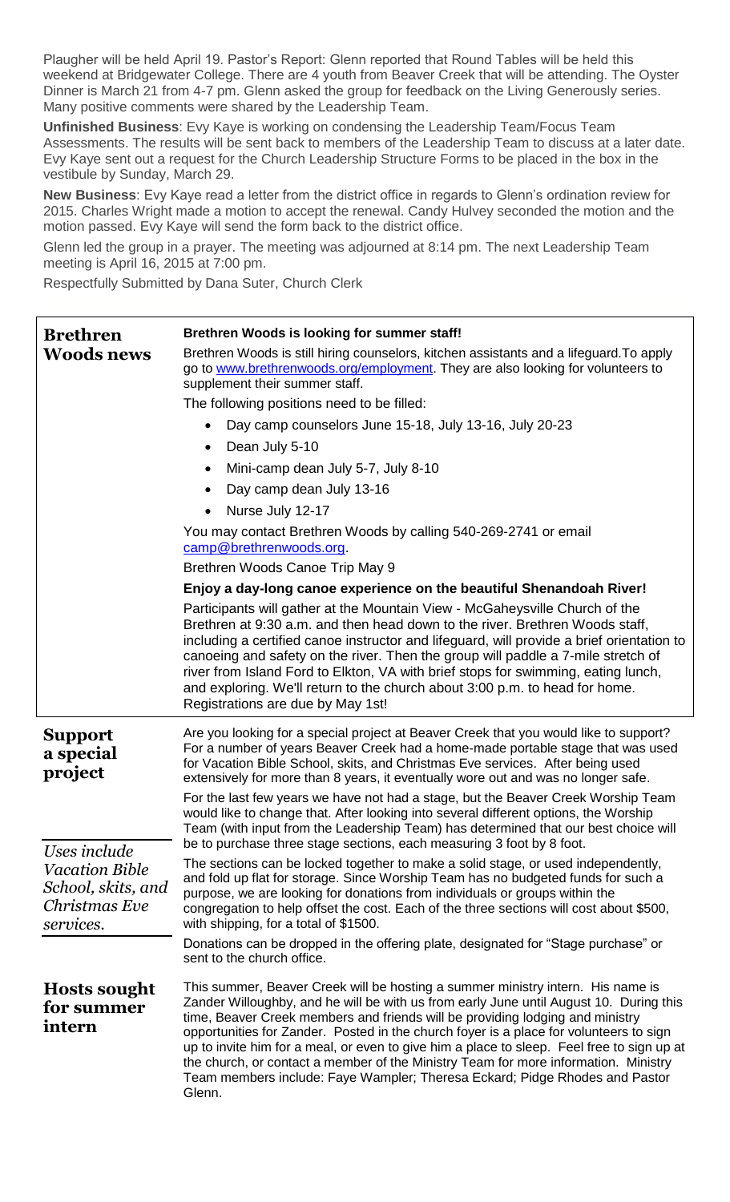Plaugher will be held April 19. Pastor's Report: Glenn reported that Round Tables will be held this weekend at Bridgewater College. There are 4 youth from Beaver Creek that will be attending. The Oyster Dinner is March 21 from 4-7 pm. Glenn asked the group for feedback on the Living Generously series. Many positive comments were shared by the Leadership Team.

**Unfinished Business**: Evy Kaye is working on condensing the Leadership Team/Focus Team Assessments. The results will be sent back to members of the Leadership Team to discuss at a later date. Evy Kaye sent out a request for the Church Leadership Structure Forms to be placed in the box in the vestibule by Sunday, March 29.

**New Business**: Evy Kaye read a letter from the district office in regards to Glenn's ordination review for 2015. Charles Wright made a motion to accept the renewal. Candy Hulvey seconded the motion and the motion passed. Evy Kaye will send the form back to the district office.

Glenn led the group in a prayer. The meeting was adjourned at 8:14 pm. The next Leadership Team meeting is April 16, 2015 at 7:00 pm.

Respectfully Submitted by Dana Suter, Church Clerk

## Brethren Woods news

**Brethren Woods is looking for summer staff!**

Brethren Woods is still hiring counselors, kitchen assistants and a lifeguard.To apply go to www.brethrenwoods.org/employment. They are also looking for volunteers to supplement their summer staff.

The following positions need to be filled:

- Day camp counselors June 15-18, July 13-16, July 20-23
- Dean July 5-10
- Mini-camp dean July 5-7, July 8-10
- Day camp dean July 13-16
- Nurse July 12-17

You may contact Brethren Woods by calling 540-269-2741 or email camp@brethrenwoods.org.

Brethren Woods Canoe Trip May 9

**Enjoy a day-long canoe experience on the beautiful Shenandoah River!**

Participants will gather at the Mountain View - McGaheysville Church of the Brethren at 9:30 a.m. and then head down to the river. Brethren Woods staff, including a certified canoe instructor and lifeguard, will provide a brief orientation to canoeing and safety on the river. Then the group will paddle a 7-mile stretch of river from Island Ford to Elkton, VA with brief stops for swimming, eating lunch, and exploring. We'll return to the church about 3:00 p.m. to head for home. Registrations are due by May 1st!

## Support a special project

*Uses include Vacation Bible School, skits, and Christmas Eve services.*

Are you looking for a special project at Beaver Creek that you would like to support? For a number of years Beaver Creek had a home-made portable stage that was used for Vacation Bible School, skits, and Christmas Eve services. After being used extensively for more than 8 years, it eventually wore out and was no longer safe.

For the last few years we have not had a stage, but the Beaver Creek Worship Team would like to change that. After looking into several different options, the Worship Team (with input from the Leadership Team) has determined that our best choice will be to purchase three stage sections, each measuring 3 foot by 8 foot.

The sections can be locked together to make a solid stage, or used independently, and fold up flat for storage. Since Worship Team has no budgeted funds for such a purpose, we are looking for donations from individuals or groups within the congregation to help offset the cost. Each of the three sections will cost about $500, with shipping, for a total of $1500.

Donations can be dropped in the offering plate, designated for "Stage purchase" or sent to the church office.

## Hosts sought for summer intern

This summer, Beaver Creek will be hosting a summer ministry intern. His name is Zander Willoughby, and he will be with us from early June until August 10. During this time, Beaver Creek members and friends will be providing lodging and ministry opportunities for Zander. Posted in the church foyer is a place for volunteers to sign up to invite him for a meal, or even to give him a place to sleep. Feel free to sign up at the church, or contact a member of the Ministry Team for more information. Ministry Team members include: Faye Wampler; Theresa Eckard; Pidge Rhodes and Pastor Glenn.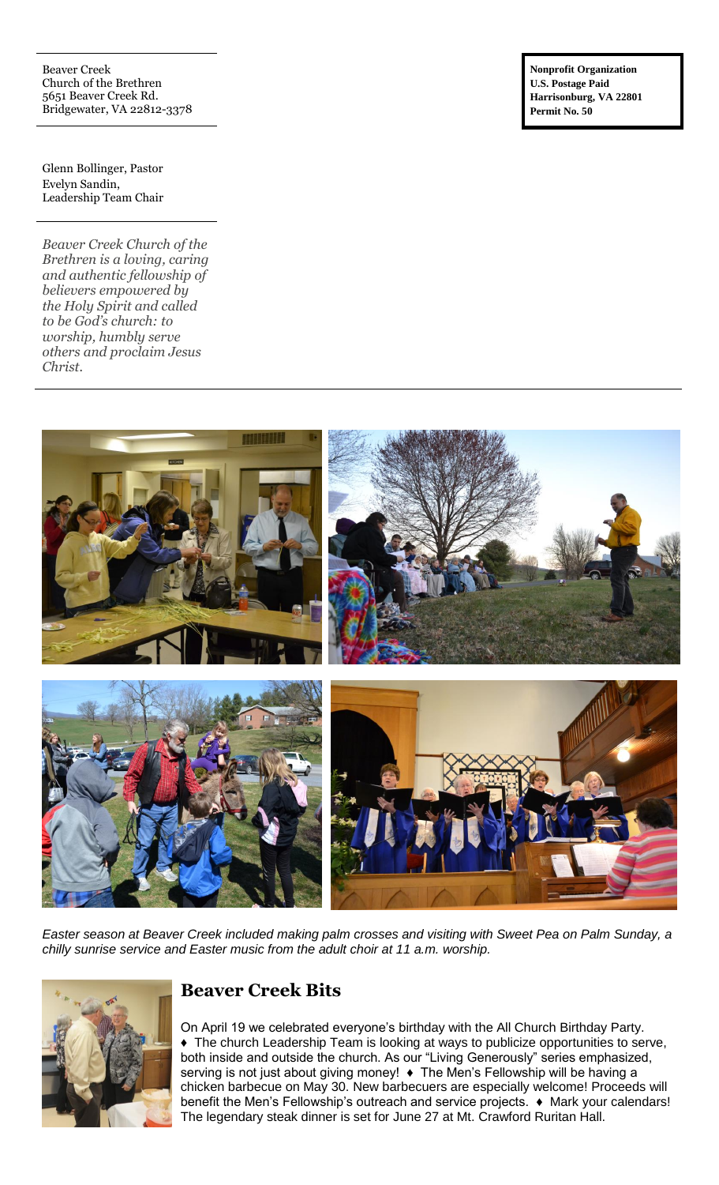Beaver Creek
Church of the Brethren
5651 Beaver Creek Rd.
Bridgewater, VA 22812-3378

**Nonprofit Organization**
**U.S. Postage Paid**
**Harrisonburg, VA 22801**
**Permit No. 50**

Glenn Bollinger, Pastor
Evelyn Sandin,
Leadership Team Chair

*Beaver Creek Church of the Brethren is a loving, caring and authentic fellowship of believers empowered by the Holy Spirit and called to be God's church: to worship, humbly serve others and proclaim Jesus Christ.*

*Easter season at Beaver Creek included making palm crosses and visiting with Sweet Pea on Palm Sunday, a chilly sunrise service and Easter music from the adult choir at 11 a.m. worship.*

## Beaver Creek Bits

On April 19 we celebrated everyone's birthday with the All Church Birthday Party. ♦ The church Leadership Team is looking at ways to publicize opportunities to serve, both inside and outside the church. As our "Living Generously" series emphasized, serving is not just about giving money! ♦ The Men's Fellowship will be having a chicken barbecue on May 30. New barbecuers are especially welcome! Proceeds will benefit the Men's Fellowship's outreach and service projects. ♦ Mark your calendars! The legendary steak dinner is set for June 27 at Mt. Crawford Ruritan Hall.